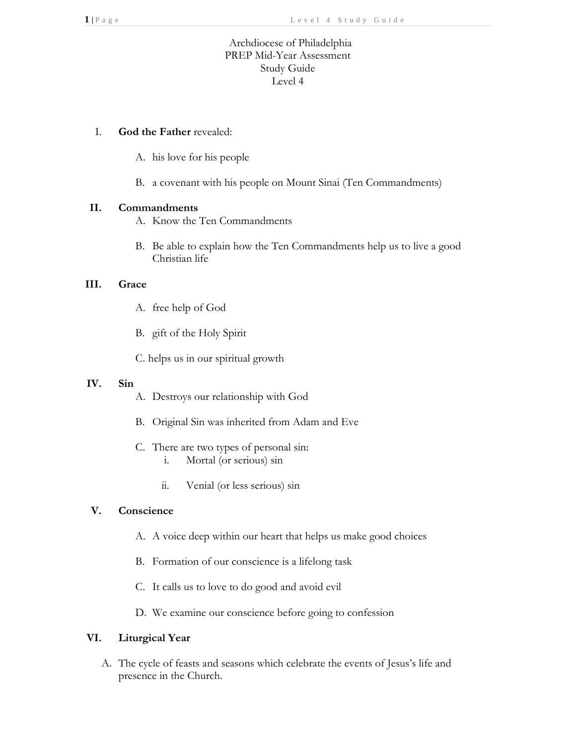Archdiocese of Philadelphia
PREP Mid-Year Assessment
Study Guide
Level 4

I. **God the Father** revealed:

   A. his love for his people

   B. a covenant with his people on Mount Sinai (Ten Commandments)

II. **Commandments**

   A. Know the Ten Commandments

   B. Be able to explain how the Ten Commandments help us to live a good Christian life

III. **Grace**

   A. free help of God

   B. gift of the Holy Spirit

   C. helps us in our spiritual growth

IV. **Sin**

   A. Destroys our relationship with God

   B. Original Sin was inherited from Adam and Eve

   C. There are two types of personal sin:

      i. Mortal (or serious) sin

      ii. Venial (or less serious) sin

V. **Conscience**

   A. A voice deep within our heart that helps us make good choices

   B. Formation of our conscience is a lifelong task

   C. It calls us to love to do good and avoid evil

   D. We examine our conscience before going to confession

VI. **Liturgical Year**

   A. The cycle of feasts and seasons which celebrate the events of Jesus's life and presence in the Church.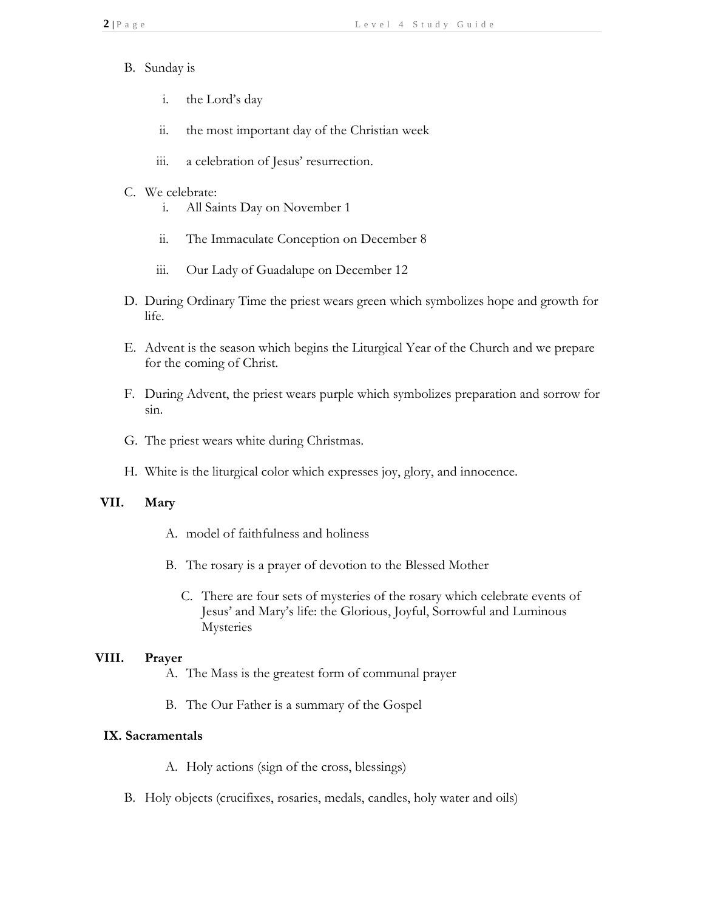B. Sunday is

   i. the Lord's day

   ii. the most important day of the Christian week

   iii. a celebration of Jesus' resurrection.

C. We celebrate:

   i. All Saints Day on November 1

   ii. The Immaculate Conception on December 8

   iii. Our Lady of Guadalupe on December 12

D. During Ordinary Time the priest wears green which symbolizes hope and growth for life.

E. Advent is the season which begins the Liturgical Year of the Church and we prepare for the coming of Christ.

F. During Advent, the priest wears purple which symbolizes preparation and sorrow for sin.

G. The priest wears white during Christmas.

H. White is the liturgical color which expresses joy, glory, and innocence.

## VII. Mary

A. model of faithfulness and holiness

B. The rosary is a prayer of devotion to the Blessed Mother

C. There are four sets of mysteries of the rosary which celebrate events of Jesus' and Mary's life: the Glorious, Joyful, Sorrowful and Luminous Mysteries

## VIII. Prayer

A. The Mass is the greatest form of communal prayer

B. The Our Father is a summary of the Gospel

## IX. Sacramentals

A. Holy actions (sign of the cross, blessings)

B. Holy objects (crucifixes, rosaries, medals, candles, holy water and oils)